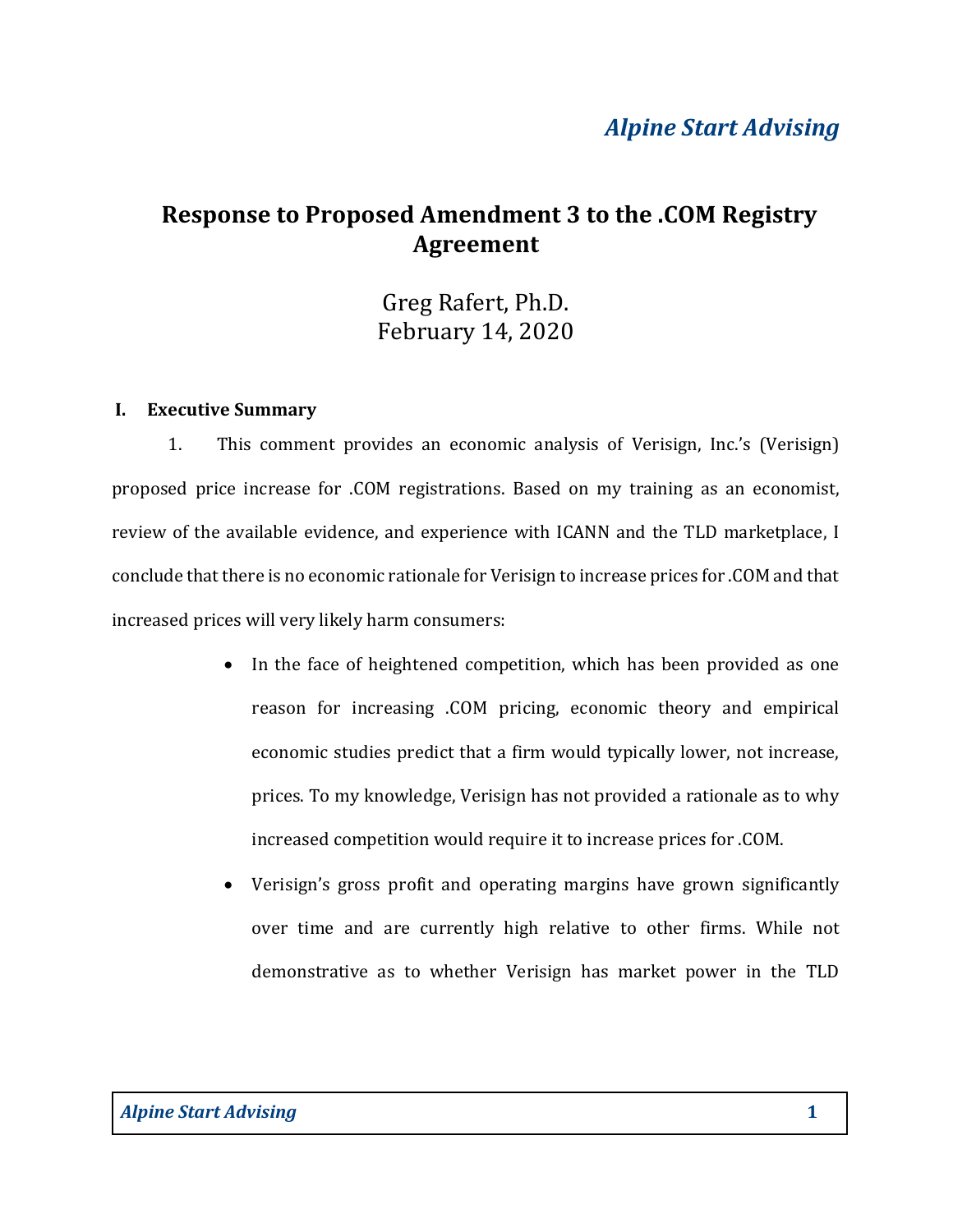*Alpine Start Advising*

# Response to Proposed Amendment 3 to the .COM Registry Agreement

Greg Rafert, Ph.D.
February 14, 2020

## I. Executive Summary

1. This comment provides an economic analysis of Verisign, Inc.'s (Verisign) proposed price increase for .COM registrations. Based on my training as an economist, review of the available evidence, and experience with ICANN and the TLD marketplace, I conclude that there is no economic rationale for Verisign to increase prices for .COM and that increased prices will very likely harm consumers:

- In the face of heightened competition, which has been provided as one reason for increasing .COM pricing, economic theory and empirical economic studies predict that a firm would typically lower, not increase, prices. To my knowledge, Verisign has not provided a rationale as to why increased competition would require it to increase prices for .COM.
- Verisign's gross profit and operating margins have grown significantly over time and are currently high relative to other firms. While not demonstrative as to whether Verisign has market power in the TLD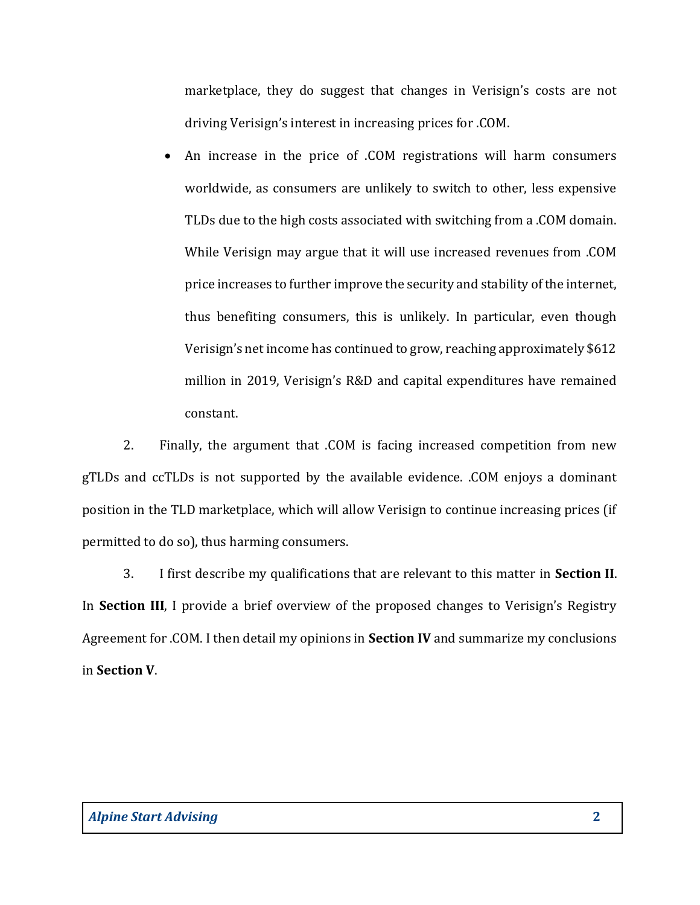marketplace, they do suggest that changes in Verisign's costs are not driving Verisign's interest in increasing prices for .COM.

- An increase in the price of .COM registrations will harm consumers worldwide, as consumers are unlikely to switch to other, less expensive TLDs due to the high costs associated with switching from a .COM domain. While Verisign may argue that it will use increased revenues from .COM price increases to further improve the security and stability of the internet, thus benefiting consumers, this is unlikely. In particular, even though Verisign's net income has continued to grow, reaching approximately $612 million in 2019, Verisign's R&D and capital expenditures have remained constant.

2. Finally, the argument that .COM is facing increased competition from new gTLDs and ccTLDs is not supported by the available evidence. .COM enjoys a dominant position in the TLD marketplace, which will allow Verisign to continue increasing prices (if permitted to do so), thus harming consumers.

3. I first describe my qualifications that are relevant to this matter in **Section II**. In **Section III**, I provide a brief overview of the proposed changes to Verisign's Registry Agreement for .COM. I then detail my opinions in **Section IV** and summarize my conclusions in **Section V**.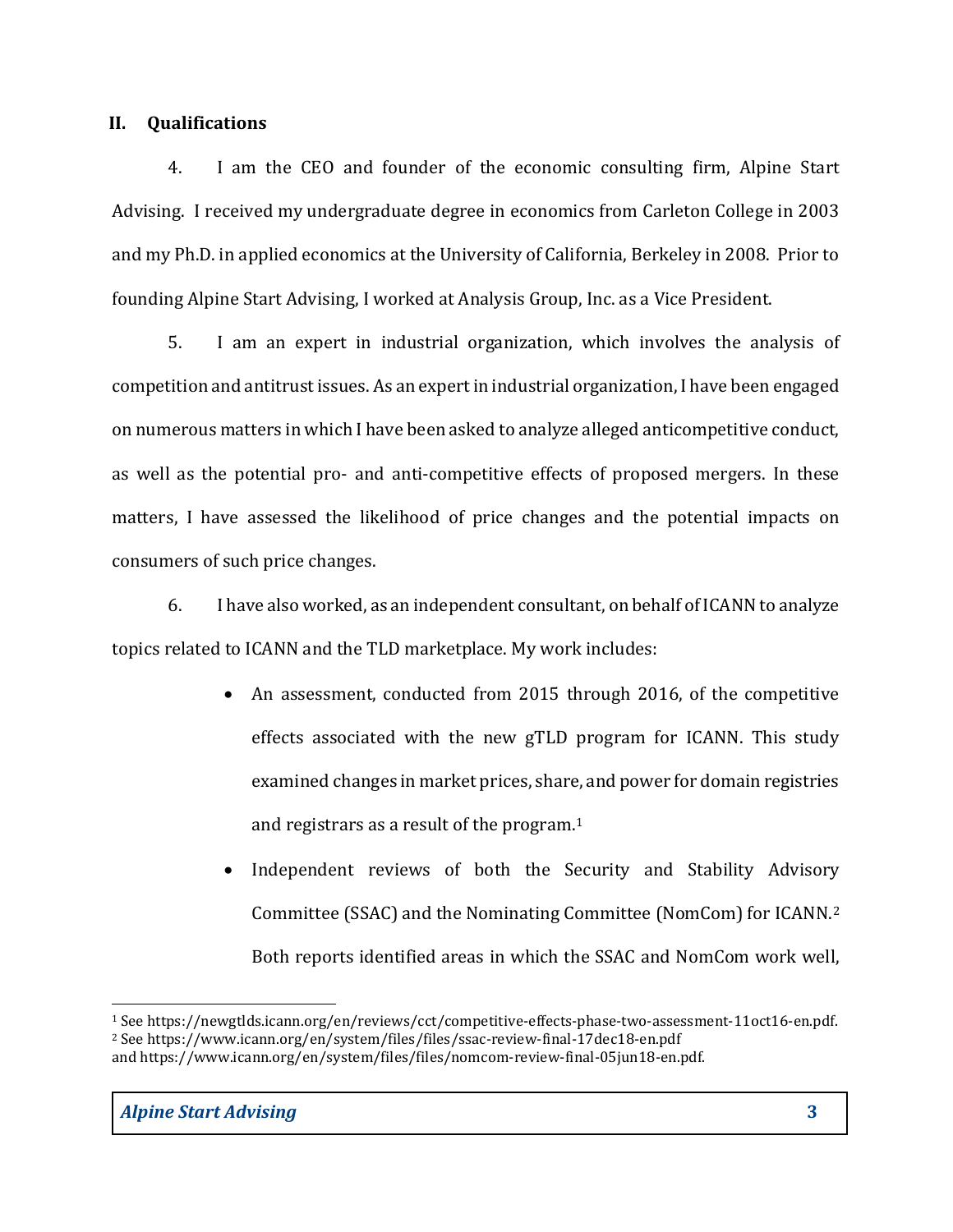## II. Qualifications

4. I am the CEO and founder of the economic consulting firm, Alpine Start Advising. I received my undergraduate degree in economics from Carleton College in 2003 and my Ph.D. in applied economics at the University of California, Berkeley in 2008. Prior to founding Alpine Start Advising, I worked at Analysis Group, Inc. as a Vice President.

5. I am an expert in industrial organization, which involves the analysis of competition and antitrust issues. As an expert in industrial organization, I have been engaged on numerous matters in which I have been asked to analyze alleged anticompetitive conduct, as well as the potential pro- and anti-competitive effects of proposed mergers. In these matters, I have assessed the likelihood of price changes and the potential impacts on consumers of such price changes.

6. I have also worked, as an independent consultant, on behalf of ICANN to analyze topics related to ICANN and the TLD marketplace. My work includes:

- An assessment, conducted from 2015 through 2016, of the competitive effects associated with the new gTLD program for ICANN. This study examined changes in market prices, share, and power for domain registries and registrars as a result of the program.[1]
- Independent reviews of both the Security and Stability Advisory Committee (SSAC) and the Nominating Committee (NomCom) for ICANN.[2] Both reports identified areas in which the SSAC and NomCom work well,

---

[1] See https://newgtlds.icann.org/en/reviews/cct/competitive-effects-phase-two-assessment-11oct16-en.pdf.

[2] See https://www.icann.org/en/system/files/files/ssac-review-final-17dec18-en.pdf and https://www.icann.org/en/system/files/files/nomcom-review-final-05jun18-en.pdf.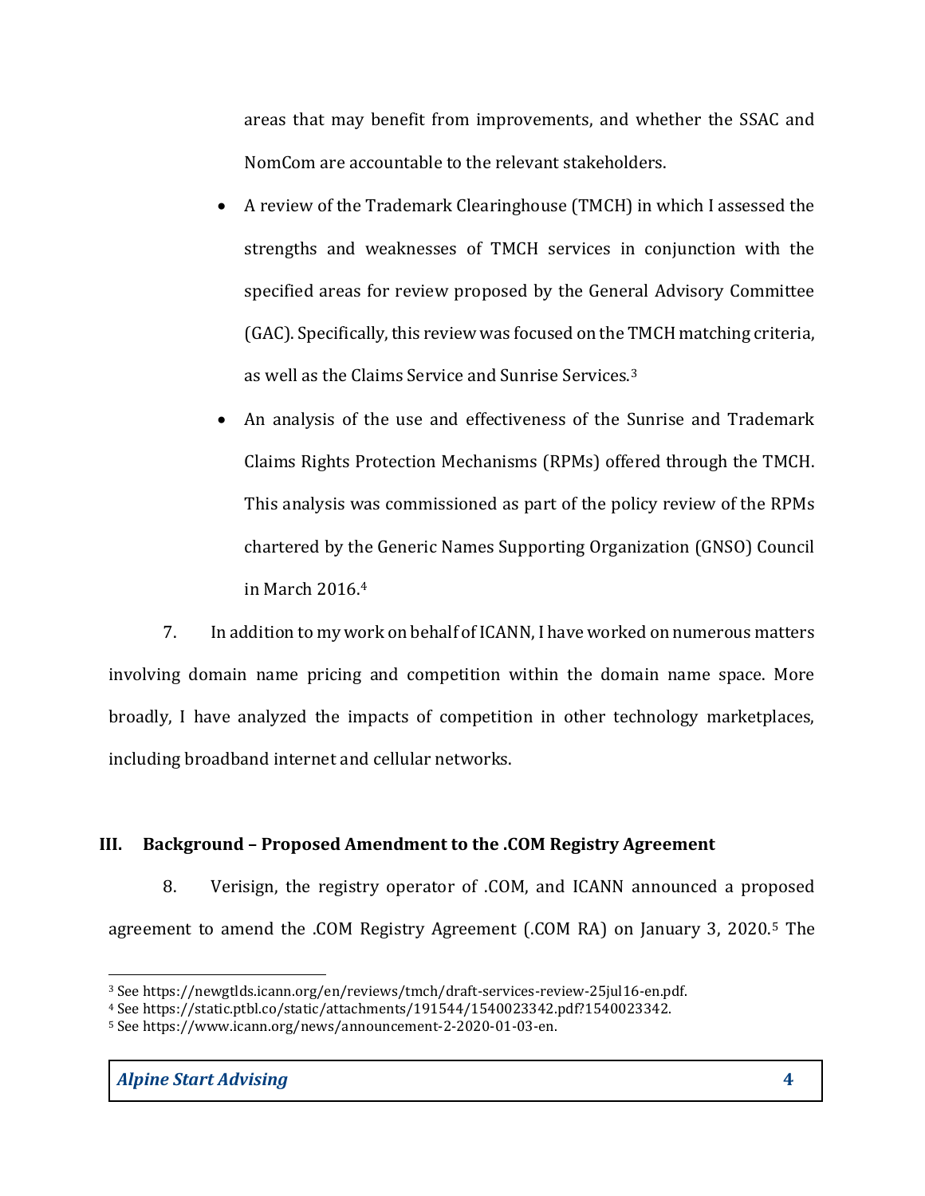areas that may benefit from improvements, and whether the SSAC and NomCom are accountable to the relevant stakeholders.

- A review of the Trademark Clearinghouse (TMCH) in which I assessed the strengths and weaknesses of TMCH services in conjunction with the specified areas for review proposed by the General Advisory Committee (GAC). Specifically, this review was focused on the TMCH matching criteria, as well as the Claims Service and Sunrise Services.[3]
- An analysis of the use and effectiveness of the Sunrise and Trademark Claims Rights Protection Mechanisms (RPMs) offered through the TMCH. This analysis was commissioned as part of the policy review of the RPMs chartered by the Generic Names Supporting Organization (GNSO) Council in March 2016.[4]

7. In addition to my work on behalf of ICANN, I have worked on numerous matters involving domain name pricing and competition within the domain name space. More broadly, I have analyzed the impacts of competition in other technology marketplaces, including broadband internet and cellular networks.

## III. Background – Proposed Amendment to the .COM Registry Agreement

8. Verisign, the registry operator of .COM, and ICANN announced a proposed agreement to amend the .COM Registry Agreement (.COM RA) on January 3, 2020.[5] The

---

[3] See https://newgtlds.icann.org/en/reviews/tmch/draft-services-review-25jul16-en.pdf.

[4] See https://static.ptbl.co/static/attachments/191544/1540023342.pdf?1540023342.

[5] See https://www.icann.org/news/announcement-2-2020-01-03-en.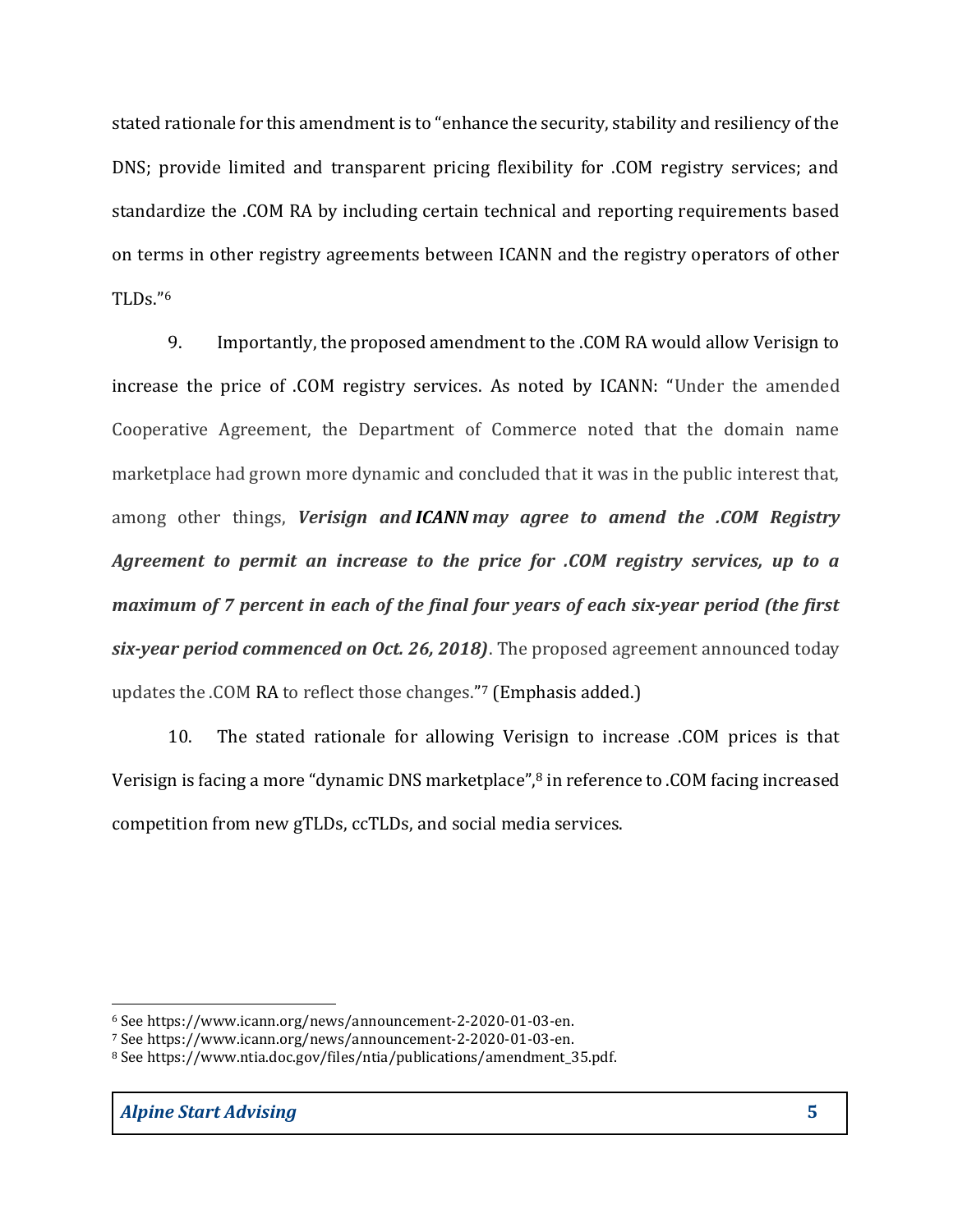stated rationale for this amendment is to "enhance the security, stability and resiliency of the DNS; provide limited and transparent pricing flexibility for .COM registry services; and standardize the .COM RA by including certain technical and reporting requirements based on terms in other registry agreements between ICANN and the registry operators of other TLDs."[6]

9. Importantly, the proposed amendment to the .COM RA would allow Verisign to increase the price of .COM registry services. As noted by ICANN: "Under the amended Cooperative Agreement, the Department of Commerce noted that the domain name marketplace had grown more dynamic and concluded that it was in the public interest that, among other things, ***Verisign and ICANN may agree to amend the .COM Registry Agreement to permit an increase to the price for .COM registry services, up to a maximum of 7 percent in each of the final four years of each six-year period (the first six-year period commenced on Oct. 26, 2018)***. The proposed agreement announced today updates the .COM RA to reflect those changes."[7] (Emphasis added.)

10. The stated rationale for allowing Verisign to increase .COM prices is that Verisign is facing a more "dynamic DNS marketplace",[8] in reference to .COM facing increased competition from new gTLDs, ccTLDs, and social media services.

---

[6] See https://www.icann.org/news/announcement-2-2020-01-03-en.

[7] See https://www.icann.org/news/announcement-2-2020-01-03-en.

[8] See https://www.ntia.doc.gov/files/ntia/publications/amendment_35.pdf.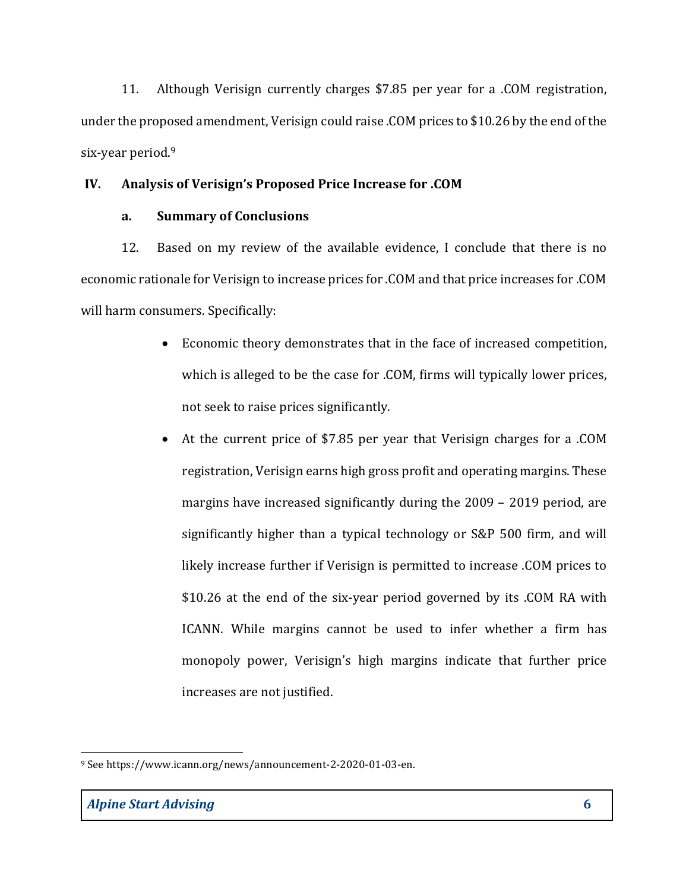11. Although Verisign currently charges $7.85 per year for a .COM registration, under the proposed amendment, Verisign could raise .COM prices to $10.26 by the end of the six-year period.[9]

## IV. Analysis of Verisign's Proposed Price Increase for .COM

### a. Summary of Conclusions

12. Based on my review of the available evidence, I conclude that there is no economic rationale for Verisign to increase prices for .COM and that price increases for .COM will harm consumers. Specifically:

- Economic theory demonstrates that in the face of increased competition, which is alleged to be the case for .COM, firms will typically lower prices, not seek to raise prices significantly.
- At the current price of $7.85 per year that Verisign charges for a .COM registration, Verisign earns high gross profit and operating margins. These margins have increased significantly during the 2009 – 2019 period, are significantly higher than a typical technology or S&P 500 firm, and will likely increase further if Verisign is permitted to increase .COM prices to $10.26 at the end of the six-year period governed by its .COM RA with ICANN. While margins cannot be used to infer whether a firm has monopoly power, Verisign's high margins indicate that further price increases are not justified.

---

[9] See https://www.icann.org/news/announcement-2-2020-01-03-en.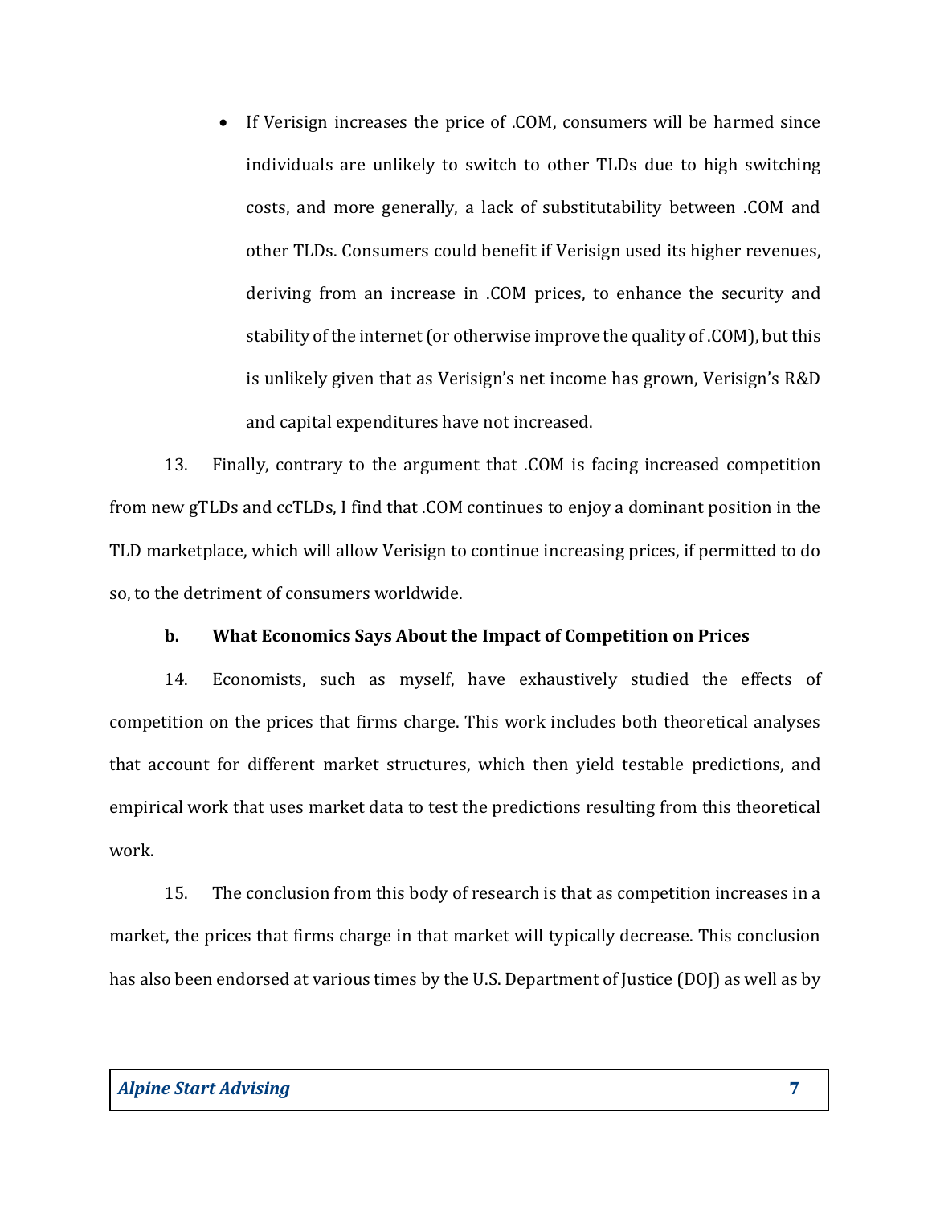- If Verisign increases the price of .COM, consumers will be harmed since individuals are unlikely to switch to other TLDs due to high switching costs, and more generally, a lack of substitutability between .COM and other TLDs. Consumers could benefit if Verisign used its higher revenues, deriving from an increase in .COM prices, to enhance the security and stability of the internet (or otherwise improve the quality of .COM), but this is unlikely given that as Verisign's net income has grown, Verisign's R&D and capital expenditures have not increased.

13. Finally, contrary to the argument that .COM is facing increased competition from new gTLDs and ccTLDs, I find that .COM continues to enjoy a dominant position in the TLD marketplace, which will allow Verisign to continue increasing prices, if permitted to do so, to the detriment of consumers worldwide.

### b. What Economics Says About the Impact of Competition on Prices

14. Economists, such as myself, have exhaustively studied the effects of competition on the prices that firms charge. This work includes both theoretical analyses that account for different market structures, which then yield testable predictions, and empirical work that uses market data to test the predictions resulting from this theoretical work.

15. The conclusion from this body of research is that as competition increases in a market, the prices that firms charge in that market will typically decrease. This conclusion has also been endorsed at various times by the U.S. Department of Justice (DOJ) as well as by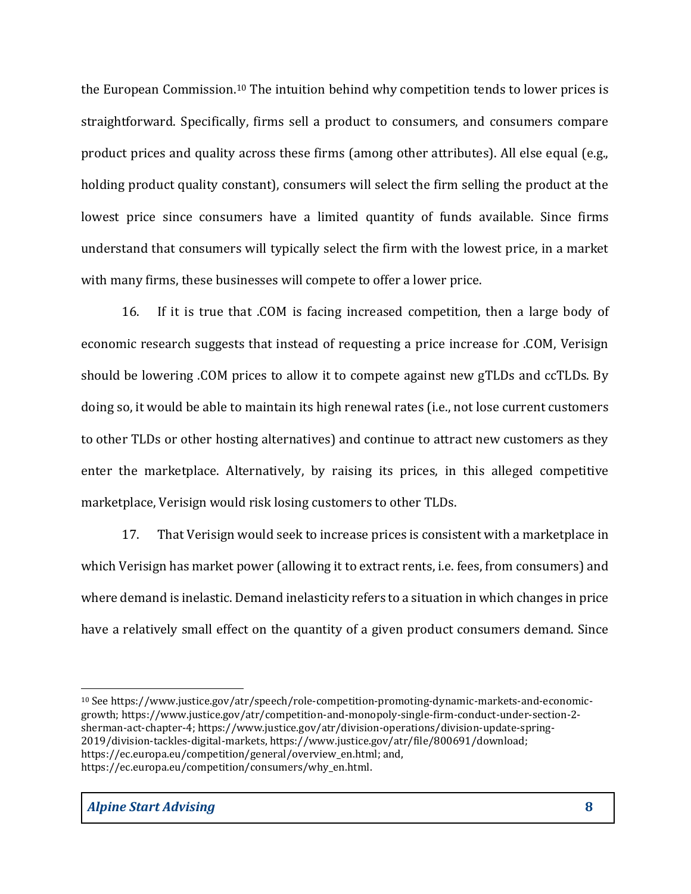the European Commission.[10] The intuition behind why competition tends to lower prices is straightforward. Specifically, firms sell a product to consumers, and consumers compare product prices and quality across these firms (among other attributes). All else equal (e.g., holding product quality constant), consumers will select the firm selling the product at the lowest price since consumers have a limited quantity of funds available. Since firms understand that consumers will typically select the firm with the lowest price, in a market with many firms, these businesses will compete to offer a lower price.

16. If it is true that .COM is facing increased competition, then a large body of economic research suggests that instead of requesting a price increase for .COM, Verisign should be lowering .COM prices to allow it to compete against new gTLDs and ccTLDs. By doing so, it would be able to maintain its high renewal rates (i.e., not lose current customers to other TLDs or other hosting alternatives) and continue to attract new customers as they enter the marketplace. Alternatively, by raising its prices, in this alleged competitive marketplace, Verisign would risk losing customers to other TLDs.

17. That Verisign would seek to increase prices is consistent with a marketplace in which Verisign has market power (allowing it to extract rents, i.e. fees, from consumers) and where demand is inelastic. Demand inelasticity refers to a situation in which changes in price have a relatively small effect on the quantity of a given product consumers demand. Since

---

[10] See https://www.justice.gov/atr/speech/role-competition-promoting-dynamic-markets-and-economic-growth; https://www.justice.gov/atr/competition-and-monopoly-single-firm-conduct-under-section-2-sherman-act-chapter-4; https://www.justice.gov/atr/division-operations/division-update-spring-2019/division-tackles-digital-markets, https://www.justice.gov/atr/file/800691/download; https://ec.europa.eu/competition/general/overview_en.html; and, https://ec.europa.eu/competition/consumers/why_en.html.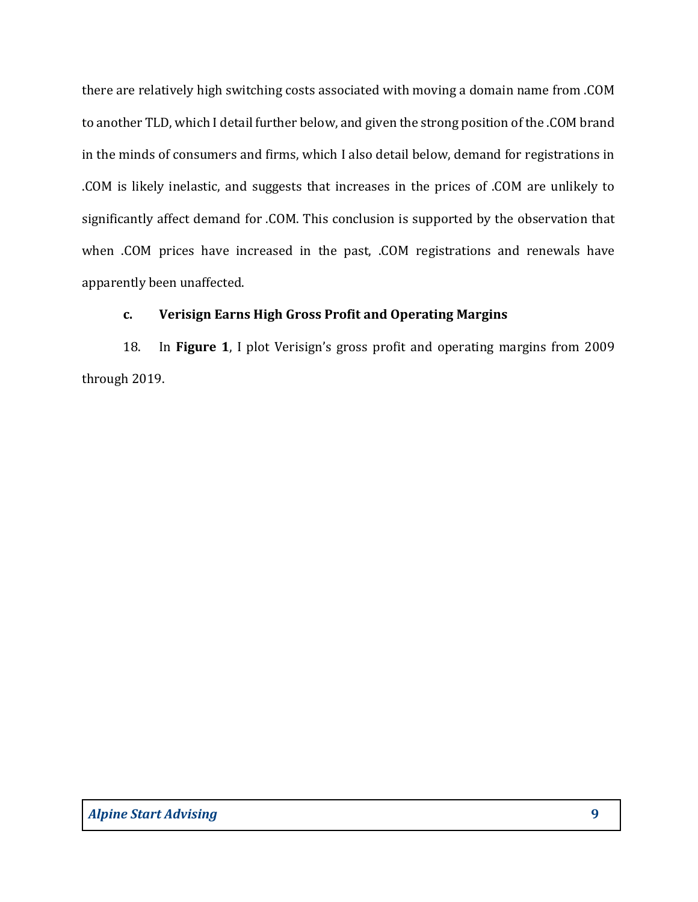there are relatively high switching costs associated with moving a domain name from .COM to another TLD, which I detail further below, and given the strong position of the .COM brand in the minds of consumers and firms, which I also detail below, demand for registrations in .COM is likely inelastic, and suggests that increases in the prices of .COM are unlikely to significantly affect demand for .COM. This conclusion is supported by the observation that when .COM prices have increased in the past, .COM registrations and renewals have apparently been unaffected.

### c. Verisign Earns High Gross Profit and Operating Margins

18. In **Figure 1**, I plot Verisign's gross profit and operating margins from 2009 through 2019.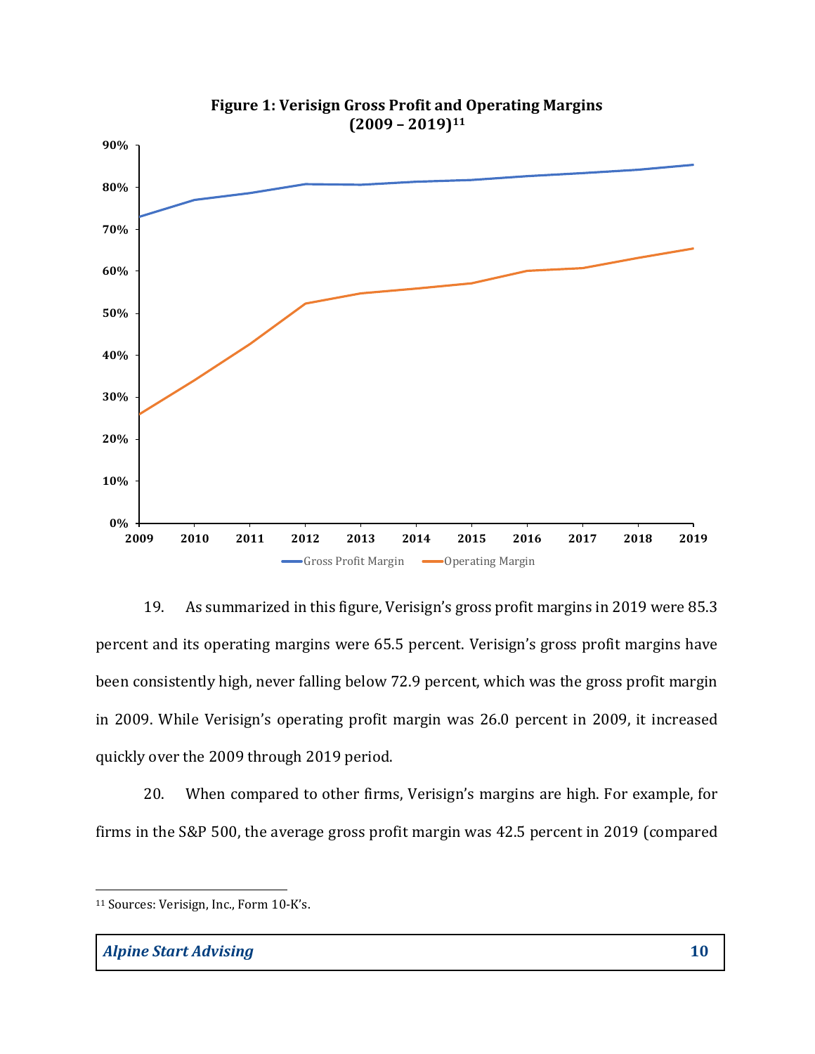**Figure 1: Verisign Gross Profit and Operating Margins (2009 – 2019)[11]**

19. As summarized in this figure, Verisign's gross profit margins in 2019 were 85.3 percent and its operating margins were 65.5 percent. Verisign's gross profit margins have been consistently high, never falling below 72.9 percent, which was the gross profit margin in 2009. While Verisign's operating profit margin was 26.0 percent in 2009, it increased quickly over the 2009 through 2019 period.

20. When compared to other firms, Verisign's margins are high. For example, for firms in the S&P 500, the average gross profit margin was 42.5 percent in 2019 (compared

---

[11] Sources: Verisign, Inc., Form 10-K's.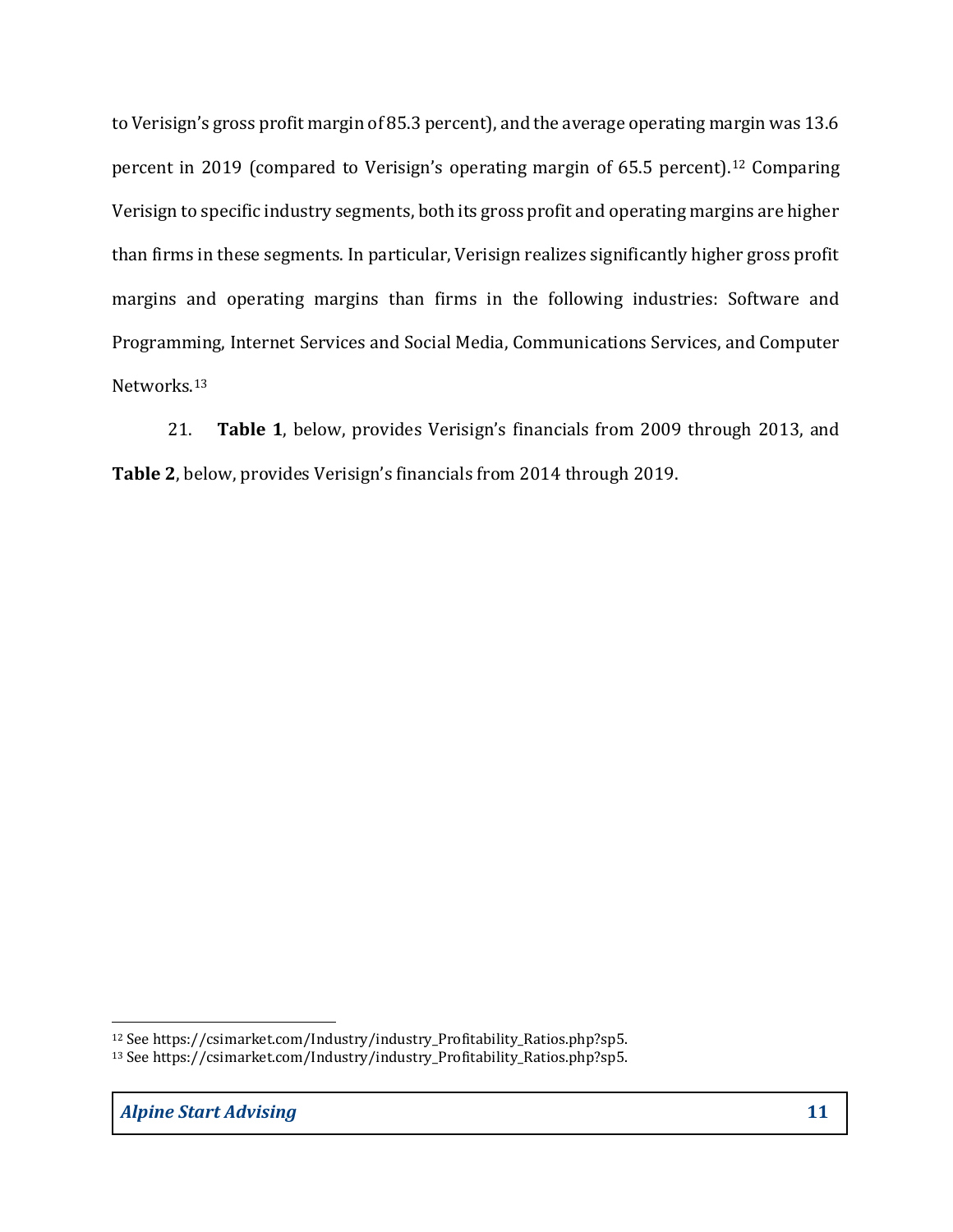to Verisign's gross profit margin of 85.3 percent), and the average operating margin was 13.6 percent in 2019 (compared to Verisign's operating margin of 65.5 percent).[12] Comparing Verisign to specific industry segments, both its gross profit and operating margins are higher than firms in these segments. In particular, Verisign realizes significantly higher gross profit margins and operating margins than firms in the following industries: Software and Programming, Internet Services and Social Media, Communications Services, and Computer Networks.[13]

21. **Table 1**, below, provides Verisign's financials from 2009 through 2013, and **Table 2**, below, provides Verisign's financials from 2014 through 2019.

---

[12] See https://csimarket.com/Industry/industry_Profitability_Ratios.php?sp5.

[13] See https://csimarket.com/Industry/industry_Profitability_Ratios.php?sp5.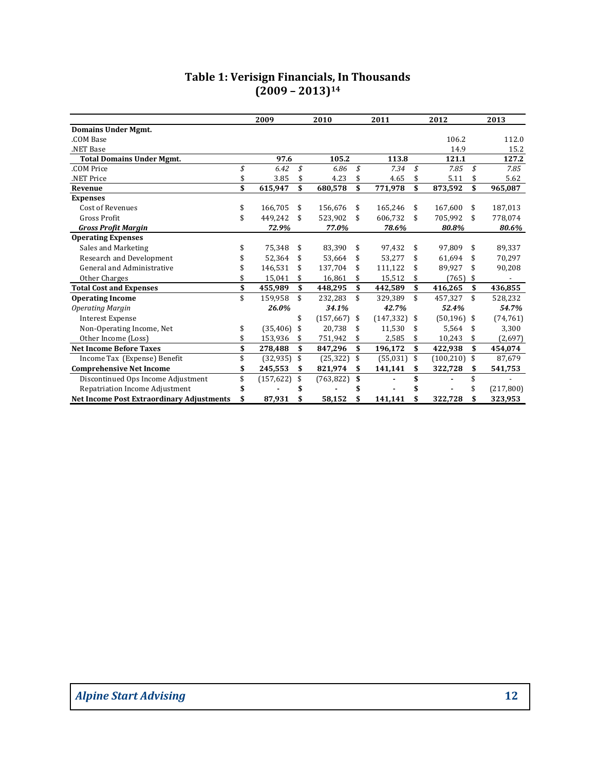## Table 1: Verisign Financials, In Thousands (2009 – 2013)[14]

| | 2009 | 2010 | 2011 | 2012 | 2013 |
|---|---|---|---|---|---|
| **Domains Under Mgmt.** | | | | | |
| .COM Base | | | | 106.2 | 112.0 |
| .NET Base | | | | 14.9 | 15.2 |
| **Total Domains Under Mgmt.** | **97.6** | **105.2** | **113.8** | **121.1** | **127.2** |
| .COM Price | *$ 6.42* | *$ 6.86* | *$ 7.34* | *$ 7.85* | *$ 7.85* |
| .NET Price | $ 3.85 | $ 4.23 | $ 4.65 | $ 5.11 | $ 5.62 |
| **Revenue** | **$ 615,947** | **$ 680,578** | **$ 771,978** | **$ 873,592** | **$ 965,087** |
| **Expenses** | | | | | |
| Cost of Revenues | $ 166,705 | $ 156,676 | $ 165,246 | $ 167,600 | $ 187,013 |
| Gross Profit | $ 449,242 | $ 523,902 | $ 606,732 | $ 705,992 | $ 778,074 |
| ***Gross Profit Margin*** | ***72.9%*** | ***77.0%*** | ***78.6%*** | ***80.8%*** | ***80.6%*** |
| **Operating Expenses** | | | | | |
| Sales and Marketing | $ 75,348 | $ 83,390 | $ 97,432 | $ 97,809 | $ 89,337 |
| Research and Development | $ 52,364 | $ 53,664 | $ 53,277 | $ 61,694 | $ 70,297 |
| General and Administrative | $ 146,531 | $ 137,704 | $ 111,122 | $ 89,927 | $ 90,208 |
| Other Charges | $ 15,041 | $ 16,861 | $ 15,512 | $ (765) | $ - |
| **Total Cost and Expenses** | **$ 455,989** | **$ 448,295** | **$ 442,589** | **$ 416,265** | **$ 436,855** |
| **Operating Income** | $ 159,958 | $ 232,283 | $ 329,389 | $ 457,327 | $ 528,232 |
| *Operating Margin* | ***26.0%*** | ***34.1%*** | ***42.7%*** | ***52.4%*** | ***54.7%*** |
| Interest Expense | | $ (157,667) | $ (147,332) | $ (50,196) | $ (74,761) |
| Non-Operating Income, Net | $ (35,406) | $ 20,738 | $ 11,530 | $ 5,564 | $ 3,300 |
| Other Income (Loss) | $ 153,936 | $ 751,942 | $ 2,585 | $ 10,243 | $ (2,697) |
| **Net Income Before Taxes** | **$ 278,488** | **$ 847,296** | **$ 196,172** | **$ 422,938** | **$ 454,074** |
| Income Tax (Expense) Benefit | $ (32,935) | $ (25,322) | $ (55,031) | $ (100,210) | $ 87,679 |
| **Comprehensive Net Income** | **$ 245,553** | **$ 821,974** | **$ 141,141** | **$ 322,728** | **$ 541,753** |
| Discontinued Ops Income Adjustment | $ (157,622) | $ (763,822) | $ - | $ - | $ - |
| Repatriation Income Adjustment | $ - | $ - | $ - | $ - | $ (217,800) |
| **Net Income Post Extraordinary Adjustments** | **$ 87,931** | **$ 58,152** | **$ 141,141** | **$ 322,728** | **$ 323,953** |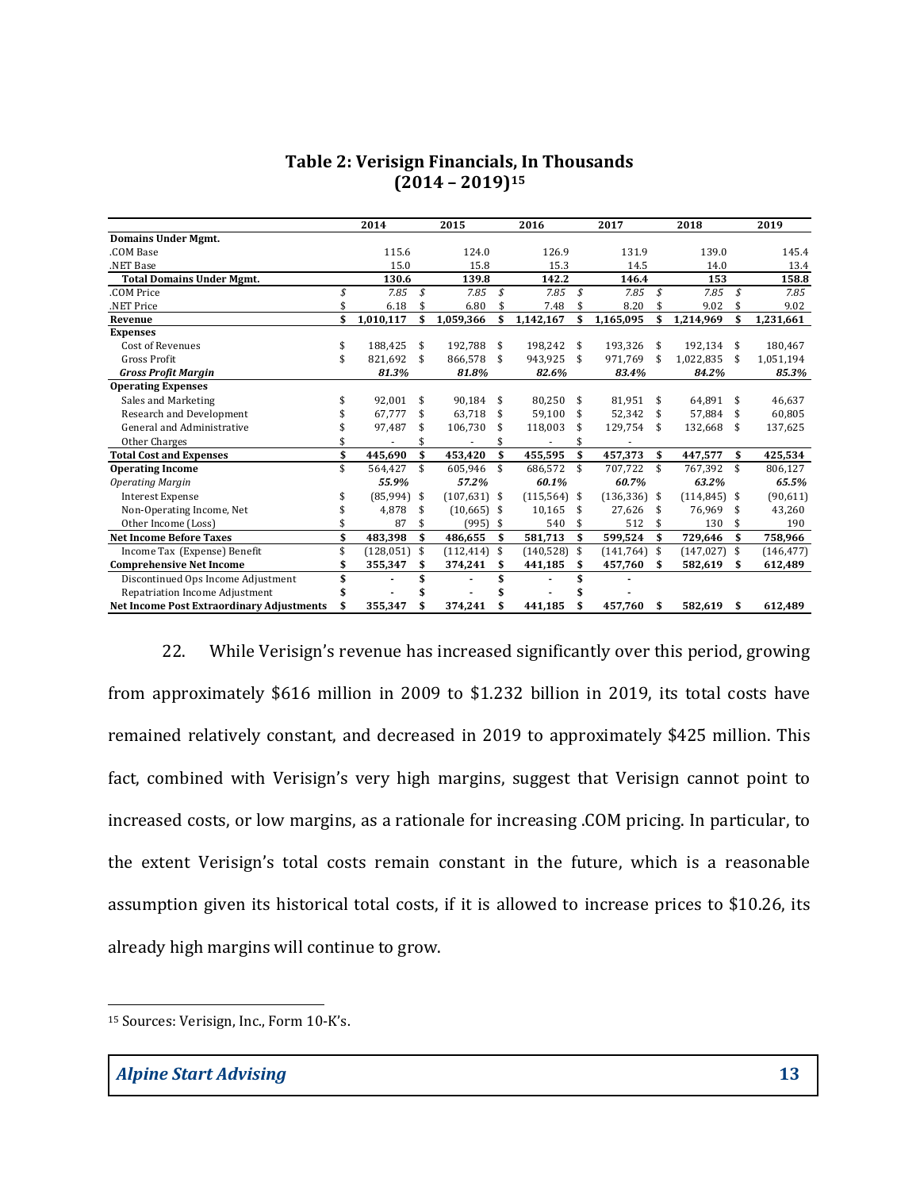**Table 2: Verisign Financials, In Thousands (2014 – 2019)[15]**

| | 2014 | 2015 | 2016 | 2017 | 2018 | 2019 |
|---|---|---|---|---|---|---|
| **Domains Under Mgmt.** | | | | | | |
| .COM Base | 115.6 | 124.0 | 126.9 | 131.9 | 139.0 | 145.4 |
| .NET Base | 15.0 | 15.8 | 15.3 | 14.5 | 14.0 | 13.4 |
| **Total Domains Under Mgmt.** | **130.6** | **139.8** | **142.2** | **146.4** | **153** | **158.8** |
| .COM Price | *$ 7.85* | *$ 7.85* | *$ 7.85* | *$ 7.85* | *$ 7.85* | *$ 7.85* |
| .NET Price | $ 6.18 | $ 6.80 | $ 7.48 | $ 8.20 | $ 9.02 | $ 9.02 |
| **Revenue** | **$ 1,010,117** | **$ 1,059,366** | **$ 1,142,167** | **$ 1,165,095** | **$ 1,214,969** | **$ 1,231,661** |
| **Expenses** | | | | | | |
| Cost of Revenues | $ 188,425 | $ 192,788 | $ 198,242 | $ 193,326 | $ 192,134 | $ 180,467 |
| Gross Profit | $ 821,692 | $ 866,578 | $ 943,925 | $ 971,769 | $ 1,022,835 | $ 1,051,194 |
| ***Gross Profit Margin*** | ***81.3%*** | ***81.8%*** | ***82.6%*** | ***83.4%*** | ***84.2%*** | ***85.3%*** |
| **Operating Expenses** | | | | | | |
| Sales and Marketing | $ 92,001 | $ 90,184 | $ 80,250 | $ 81,951 | $ 64,891 | $ 46,637 |
| Research and Development | $ 67,777 | $ 63,718 | $ 59,100 | $ 52,342 | $ 57,884 | $ 60,805 |
| General and Administrative | $ 97,487 | $ 106,730 | $ 118,003 | $ 129,754 | $ 132,668 | $ 137,625 |
| Other Charges | $ - | $ - | $ - | $ - | | |
| **Total Cost and Expenses** | **$ 445,690** | **$ 453,420** | **$ 455,595** | **$ 457,373** | **$ 447,577** | **$ 425,534** |
| **Operating Income** | $ 564,427 | $ 605,946 | $ 686,572 | $ 707,722 | $ 767,392 | $ 806,127 |
| *Operating Margin* | ***55.9%*** | ***57.2%*** | ***60.1%*** | ***60.7%*** | ***63.2%*** | ***65.5%*** |
| Interest Expense | $ (85,994) | $ (107,631) | $ (115,564) | $ (136,336) | $ (114,845) | $ (90,611) |
| Non-Operating Income, Net | $ 4,878 | $ (10,665) | $ 10,165 | $ 27,626 | $ 76,969 | $ 43,260 |
| Other Income (Loss) | $ 87 | $ (995) | $ 540 | $ 512 | $ 130 | $ 190 |
| **Net Income Before Taxes** | **$ 483,398** | **$ 486,655** | **$ 581,713** | **$ 599,524** | **$ 729,646** | **$ 758,966** |
| Income Tax (Expense) Benefit | $ (128,051) | $ (112,414) | $ (140,528) | $ (141,764) | $ (147,027) | $ (146,477) |
| **Comprehensive Net Income** | **$ 355,347** | **$ 374,241** | **$ 441,185** | **$ 457,760** | **$ 582,619** | **$ 612,489** |
| Discontinued Ops Income Adjustment | $ - | $ - | $ - | $ - | | |
| Repatriation Income Adjustment | $ - | $ - | $ - | $ - | | |
| **Net Income Post Extraordinary Adjustments** | **$ 355,347** | **$ 374,241** | **$ 441,185** | **$ 457,760** | **$ 582,619** | **$ 612,489** |

22. While Verisign's revenue has increased significantly over this period, growing from approximately $616 million in 2009 to $1.232 billion in 2019, its total costs have remained relatively constant, and decreased in 2019 to approximately $425 million. This fact, combined with Verisign's very high margins, suggest that Verisign cannot point to increased costs, or low margins, as a rationale for increasing .COM pricing. In particular, to the extent Verisign's total costs remain constant in the future, which is a reasonable assumption given its historical total costs, if it is allowed to increase prices to $10.26, its already high margins will continue to grow.

[15] Sources: Verisign, Inc., Form 10-K's.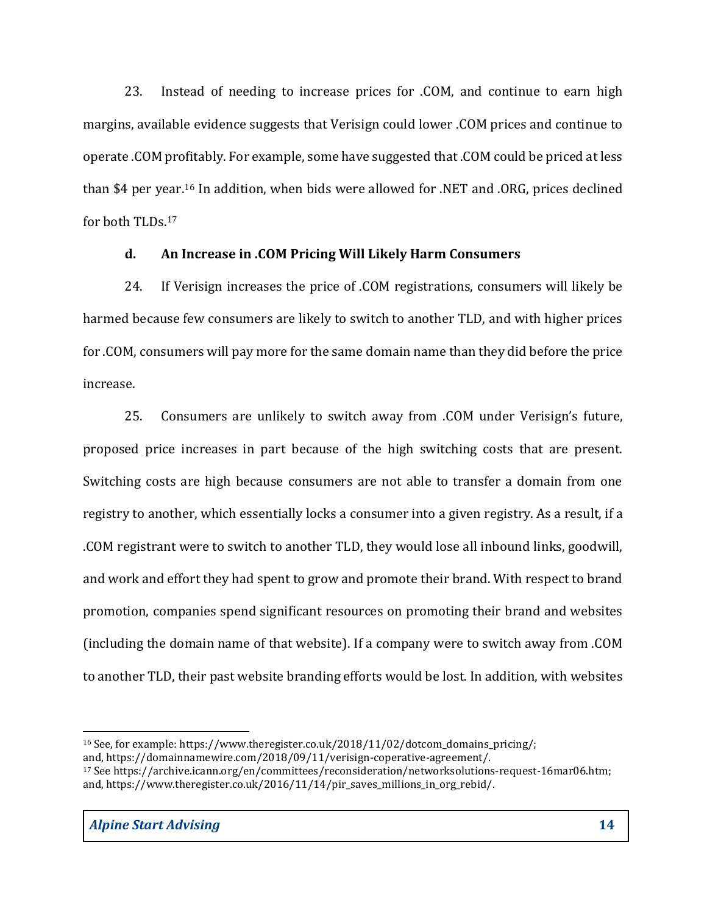23. Instead of needing to increase prices for .COM, and continue to earn high margins, available evidence suggests that Verisign could lower .COM prices and continue to operate .COM profitably. For example, some have suggested that .COM could be priced at less than $4 per year.[16] In addition, when bids were allowed for .NET and .ORG, prices declined for both TLDs.[17]

### d. An Increase in .COM Pricing Will Likely Harm Consumers

24. If Verisign increases the price of .COM registrations, consumers will likely be harmed because few consumers are likely to switch to another TLD, and with higher prices for .COM, consumers will pay more for the same domain name than they did before the price increase.

25. Consumers are unlikely to switch away from .COM under Verisign's future, proposed price increases in part because of the high switching costs that are present. Switching costs are high because consumers are not able to transfer a domain from one registry to another, which essentially locks a consumer into a given registry. As a result, if a .COM registrant were to switch to another TLD, they would lose all inbound links, goodwill, and work and effort they had spent to grow and promote their brand. With respect to brand promotion, companies spend significant resources on promoting their brand and websites (including the domain name of that website). If a company were to switch away from .COM to another TLD, their past website branding efforts would be lost. In addition, with websites

---

[16] See, for example: https://www.theregister.co.uk/2018/11/02/dotcom_domains_pricing/; and, https://domainnamewire.com/2018/09/11/verisign-coperative-agreement/.

[17] See https://archive.icann.org/en/committees/reconsideration/networksolutions-request-16mar06.htm; and, https://www.theregister.co.uk/2016/11/14/pir_saves_millions_in_org_rebid/.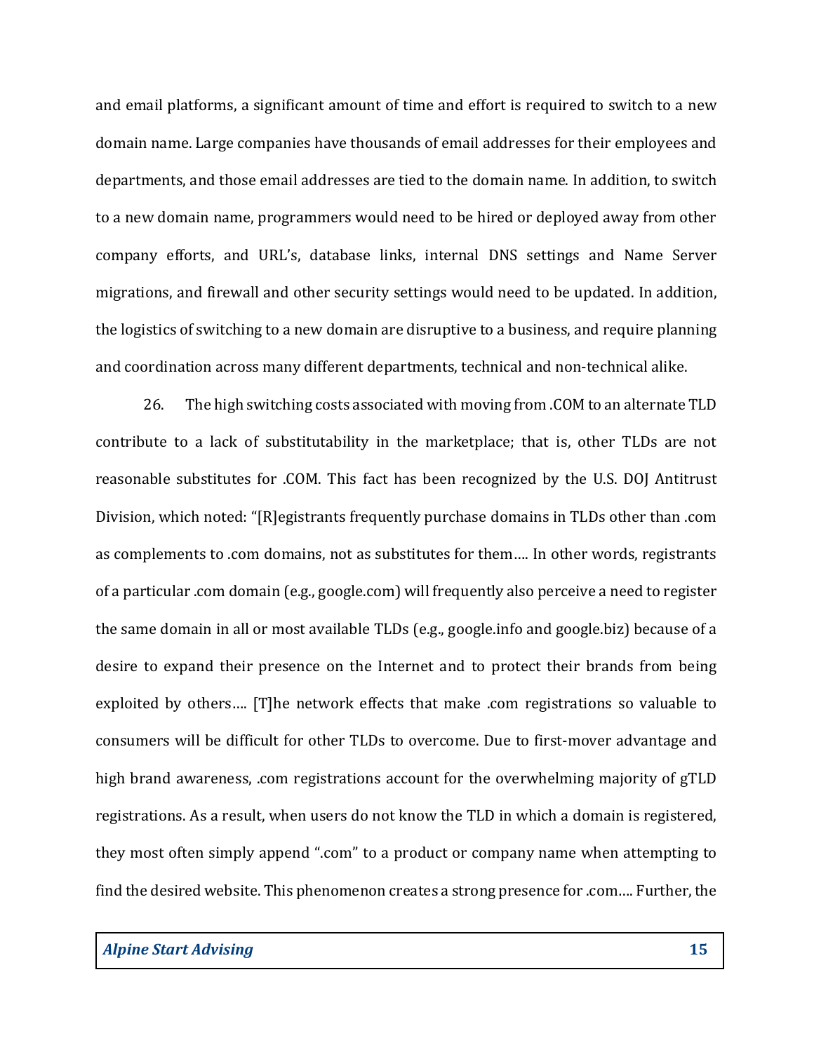and email platforms, a significant amount of time and effort is required to switch to a new domain name. Large companies have thousands of email addresses for their employees and departments, and those email addresses are tied to the domain name. In addition, to switch to a new domain name, programmers would need to be hired or deployed away from other company efforts, and URL's, database links, internal DNS settings and Name Server migrations, and firewall and other security settings would need to be updated. In addition, the logistics of switching to a new domain are disruptive to a business, and require planning and coordination across many different departments, technical and non-technical alike.

26. The high switching costs associated with moving from .COM to an alternate TLD contribute to a lack of substitutability in the marketplace; that is, other TLDs are not reasonable substitutes for .COM. This fact has been recognized by the U.S. DOJ Antitrust Division, which noted: "[R]egistrants frequently purchase domains in TLDs other than .com as complements to .com domains, not as substitutes for them…. In other words, registrants of a particular .com domain (e.g., google.com) will frequently also perceive a need to register the same domain in all or most available TLDs (e.g., google.info and google.biz) because of a desire to expand their presence on the Internet and to protect their brands from being exploited by others…. [T]he network effects that make .com registrations so valuable to consumers will be difficult for other TLDs to overcome. Due to first-mover advantage and high brand awareness, .com registrations account for the overwhelming majority of gTLD registrations. As a result, when users do not know the TLD in which a domain is registered, they most often simply append ".com" to a product or company name when attempting to find the desired website. This phenomenon creates a strong presence for .com…. Further, the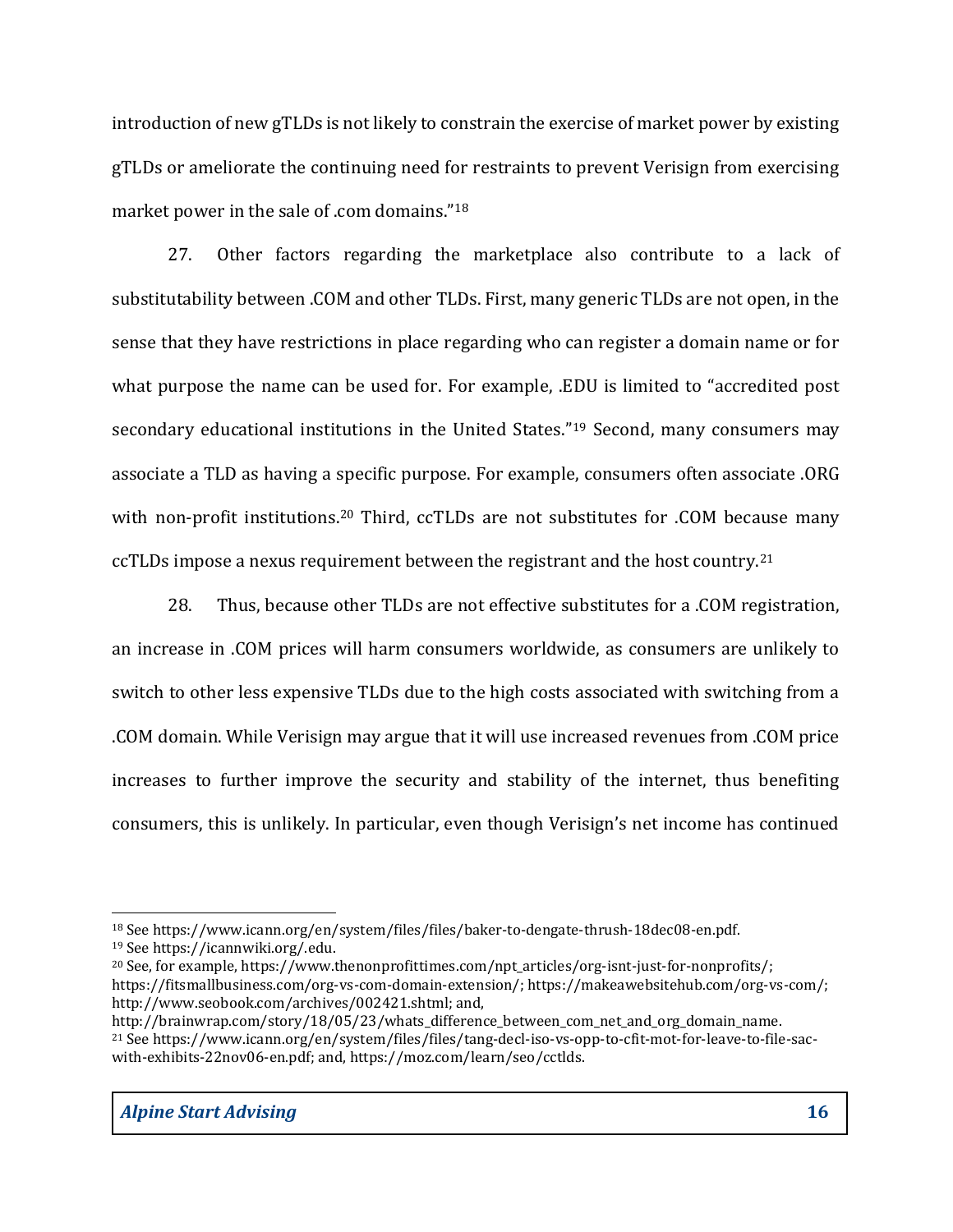introduction of new gTLDs is not likely to constrain the exercise of market power by existing gTLDs or ameliorate the continuing need for restraints to prevent Verisign from exercising market power in the sale of .com domains."[18]

27. Other factors regarding the marketplace also contribute to a lack of substitutability between .COM and other TLDs. First, many generic TLDs are not open, in the sense that they have restrictions in place regarding who can register a domain name or for what purpose the name can be used for. For example, .EDU is limited to "accredited post secondary educational institutions in the United States."[19] Second, many consumers may associate a TLD as having a specific purpose. For example, consumers often associate .ORG with non-profit institutions.[20] Third, ccTLDs are not substitutes for .COM because many ccTLDs impose a nexus requirement between the registrant and the host country.[21]

28. Thus, because other TLDs are not effective substitutes for a .COM registration, an increase in .COM prices will harm consumers worldwide, as consumers are unlikely to switch to other less expensive TLDs due to the high costs associated with switching from a .COM domain. While Verisign may argue that it will use increased revenues from .COM price increases to further improve the security and stability of the internet, thus benefiting consumers, this is unlikely. In particular, even though Verisign's net income has continued

---

[18] See https://www.icann.org/en/system/files/files/baker-to-dengate-thrush-18dec08-en.pdf.

[19] See https://icannwiki.org/.edu.

[20] See, for example, https://www.thenonprofittimes.com/npt_articles/org-isnt-just-for-nonprofits/; https://fitsmallbusiness.com/org-vs-com-domain-extension/; https://makeawebsitehub.com/org-vs-com/; http://www.seobook.com/archives/002421.shtml; and, http://brainwrap.com/story/18/05/23/whats_difference_between_com_net_and_org_domain_name.

[21] See https://www.icann.org/en/system/files/files/tang-decl-iso-vs-opp-to-cfit-mot-for-leave-to-file-sac-with-exhibits-22nov06-en.pdf; and, https://moz.com/learn/seo/cctlds.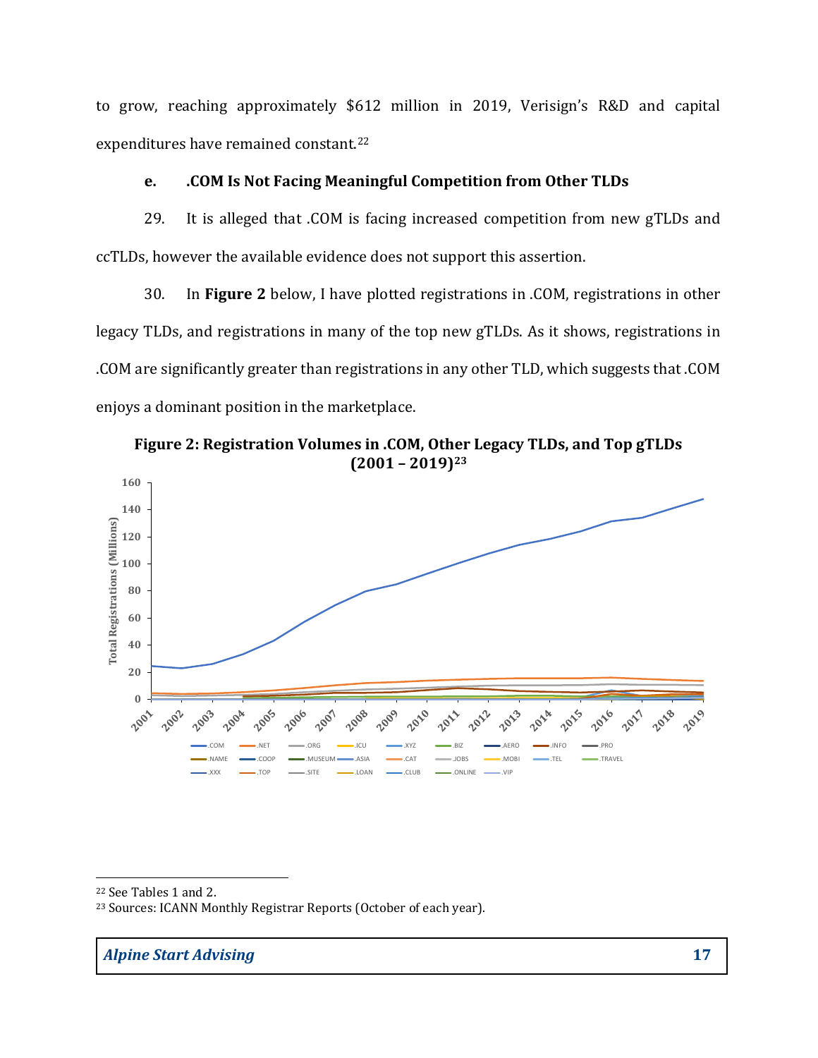to grow, reaching approximately $612 million in 2019, Verisign's R&D and capital expenditures have remained constant.[22]

### e. .COM Is Not Facing Meaningful Competition from Other TLDs

29. It is alleged that .COM is facing increased competition from new gTLDs and ccTLDs, however the available evidence does not support this assertion.

30. In **Figure 2** below, I have plotted registrations in .COM, registrations in other legacy TLDs, and registrations in many of the top new gTLDs. As it shows, registrations in .COM are significantly greater than registrations in any other TLD, which suggests that .COM enjoys a dominant position in the marketplace.

**Figure 2: Registration Volumes in .COM, Other Legacy TLDs, and Top gTLDs (2001 – 2019)[23]**

---

[22] See Tables 1 and 2.

[23] Sources: ICANN Monthly Registrar Reports (October of each year).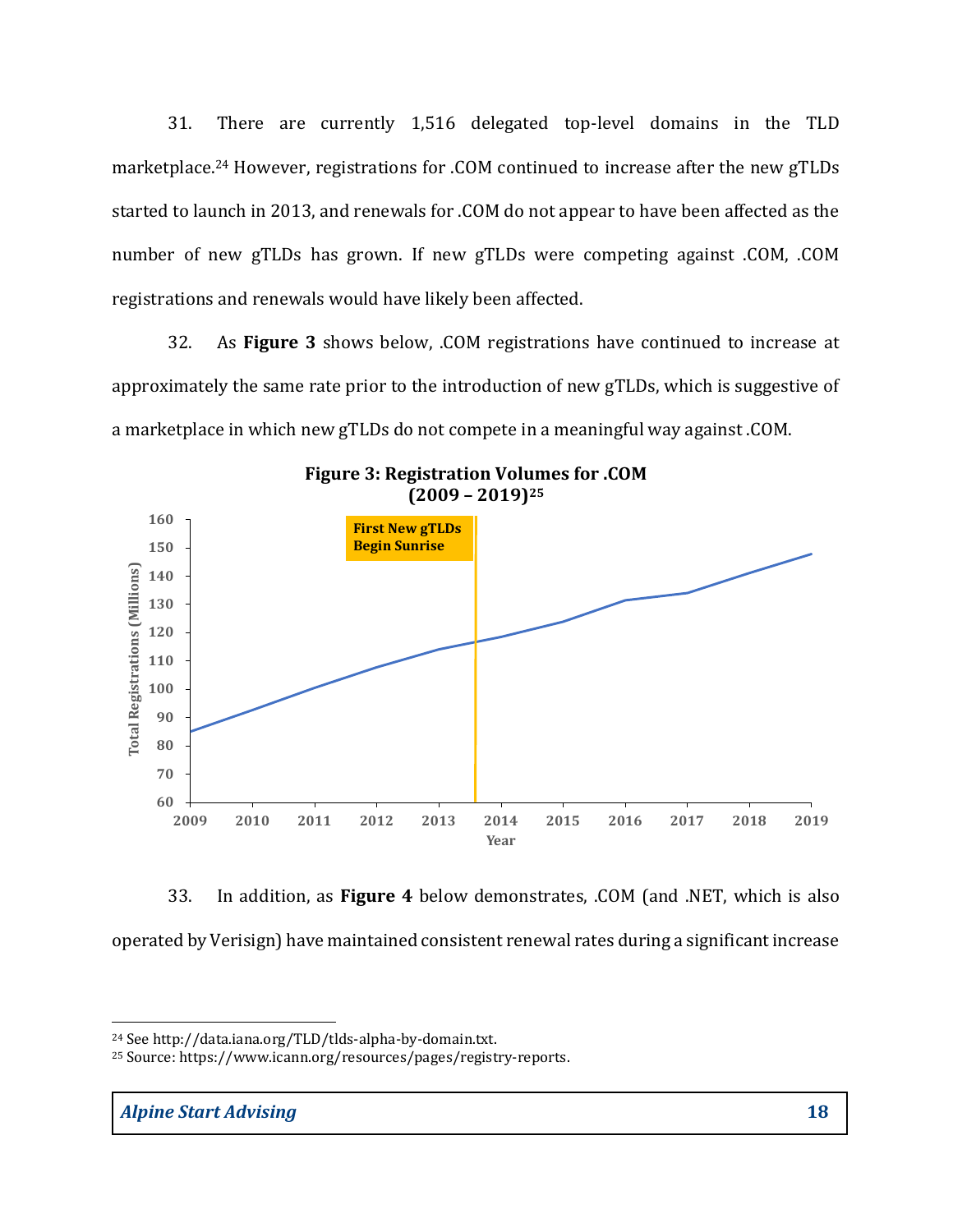31. There are currently 1,516 delegated top-level domains in the TLD marketplace.[24] However, registrations for .COM continued to increase after the new gTLDs started to launch in 2013, and renewals for .COM do not appear to have been affected as the number of new gTLDs has grown. If new gTLDs were competing against .COM, .COM registrations and renewals would have likely been affected.

32. As **Figure 3** shows below, .COM registrations have continued to increase at approximately the same rate prior to the introduction of new gTLDs, which is suggestive of a marketplace in which new gTLDs do not compete in a meaningful way against .COM.

**Figure 3: Registration Volumes for .COM (2009 – 2019)[25]**

33. In addition, as **Figure 4** below demonstrates, .COM (and .NET, which is also operated by Verisign) have maintained consistent renewal rates during a significant increase

---

[24] See http://data.iana.org/TLD/tlds-alpha-by-domain.txt.

[25] Source: https://www.icann.org/resources/pages/registry-reports.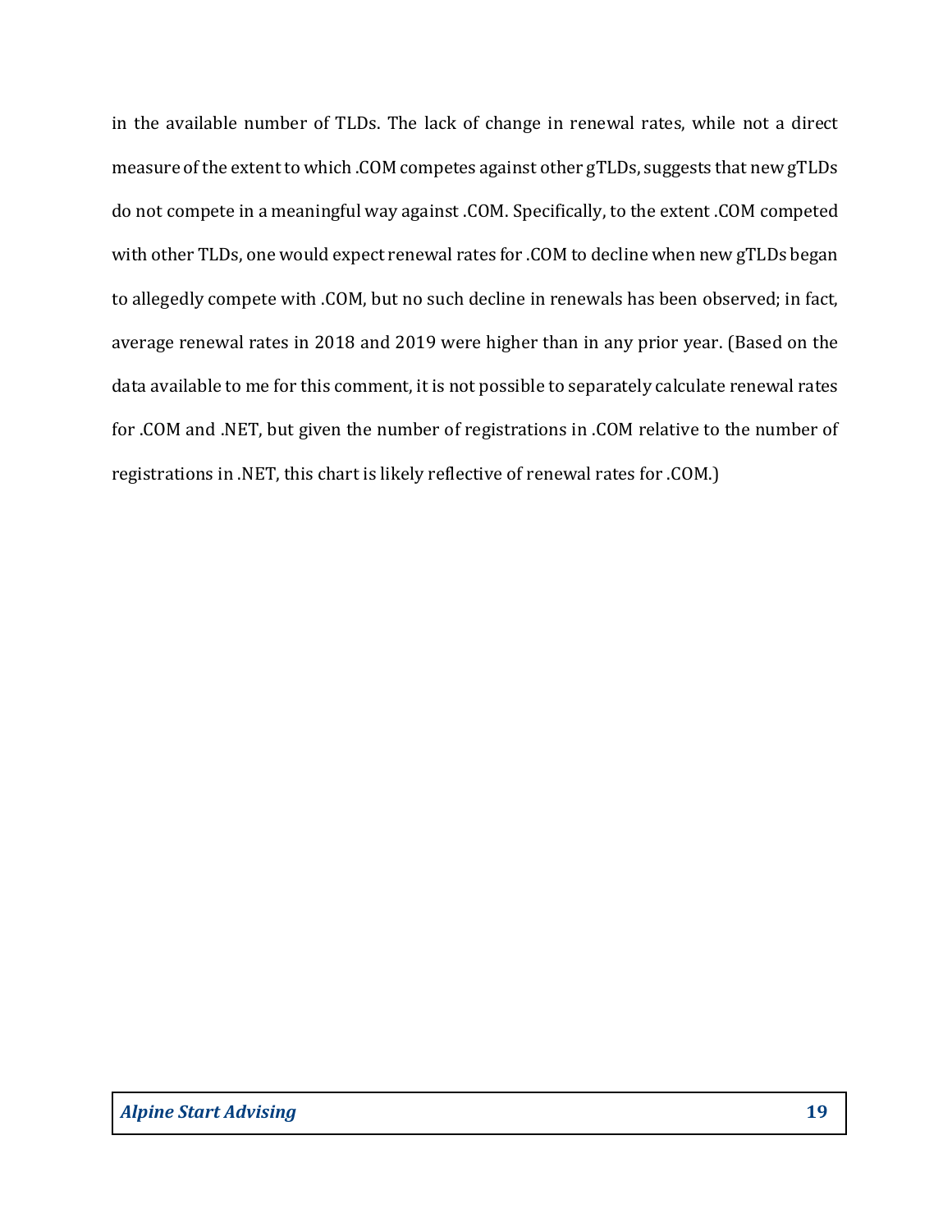in the available number of TLDs. The lack of change in renewal rates, while not a direct measure of the extent to which .COM competes against other gTLDs, suggests that new gTLDs do not compete in a meaningful way against .COM. Specifically, to the extent .COM competed with other TLDs, one would expect renewal rates for .COM to decline when new gTLDs began to allegedly compete with .COM, but no such decline in renewals has been observed; in fact, average renewal rates in 2018 and 2019 were higher than in any prior year. (Based on the data available to me for this comment, it is not possible to separately calculate renewal rates for .COM and .NET, but given the number of registrations in .COM relative to the number of registrations in .NET, this chart is likely reflective of renewal rates for .COM.)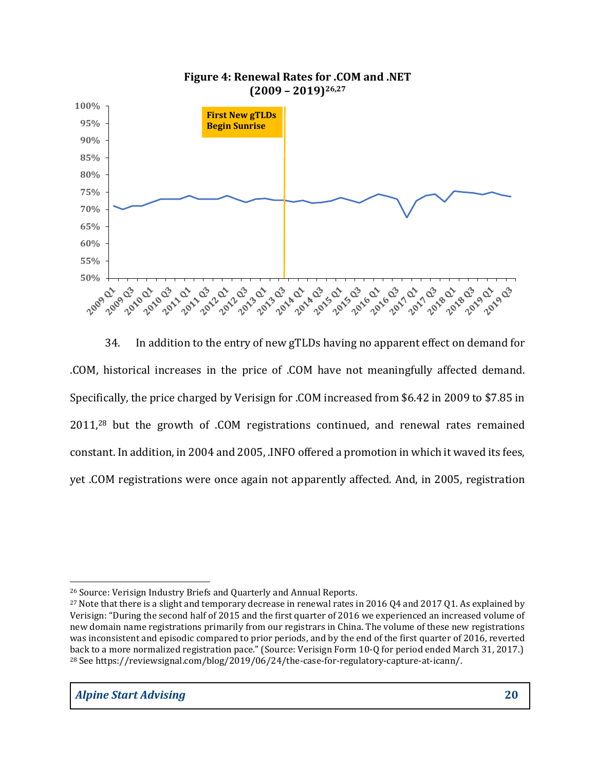**Figure 4: Renewal Rates for .COM and .NET (2009 – 2019)[26,27]**

34. In addition to the entry of new gTLDs having no apparent effect on demand for .COM, historical increases in the price of .COM have not meaningfully affected demand. Specifically, the price charged by Verisign for .COM increased from $6.42 in 2009 to $7.85 in 2011,[28] but the growth of .COM registrations continued, and renewal rates remained constant. In addition, in 2004 and 2005, .INFO offered a promotion in which it waved its fees, yet .COM registrations were once again not apparently affected. And, in 2005, registration

---

[26] Source: Verisign Industry Briefs and Quarterly and Annual Reports.

[27] Note that there is a slight and temporary decrease in renewal rates in 2016 Q4 and 2017 Q1. As explained by Verisign: "During the second half of 2015 and the first quarter of 2016 we experienced an increased volume of new domain name registrations primarily from our registrars in China. The volume of these new registrations was inconsistent and episodic compared to prior periods, and by the end of the first quarter of 2016, reverted back to a more normalized registration pace." (Source: Verisign Form 10-Q for period ended March 31, 2017.)

[28] See https://reviewsignal.com/blog/2019/06/24/the-case-for-regulatory-capture-at-icann/.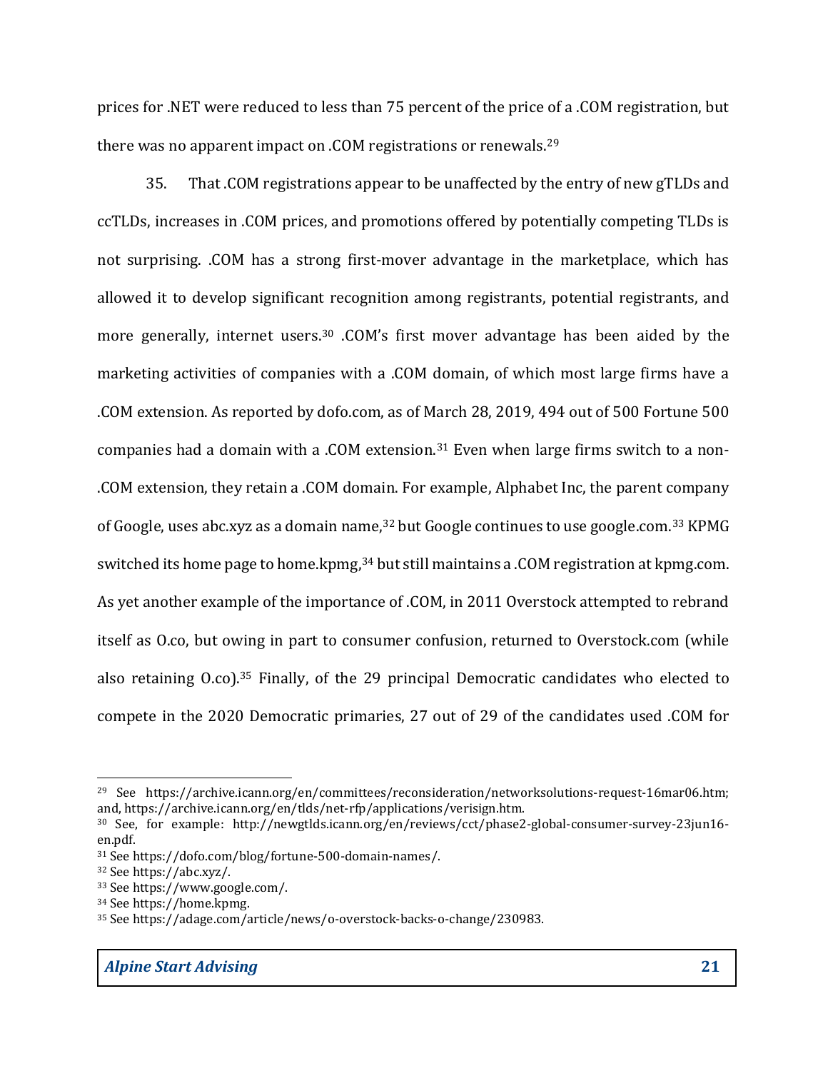prices for .NET were reduced to less than 75 percent of the price of a .COM registration, but there was no apparent impact on .COM registrations or renewals.[29]

35. That .COM registrations appear to be unaffected by the entry of new gTLDs and ccTLDs, increases in .COM prices, and promotions offered by potentially competing TLDs is not surprising. .COM has a strong first-mover advantage in the marketplace, which has allowed it to develop significant recognition among registrants, potential registrants, and more generally, internet users.[30] .COM's first mover advantage has been aided by the marketing activities of companies with a .COM domain, of which most large firms have a .COM extension. As reported by dofo.com, as of March 28, 2019, 494 out of 500 Fortune 500 companies had a domain with a .COM extension.[31] Even when large firms switch to a non-.COM extension, they retain a .COM domain. For example, Alphabet Inc, the parent company of Google, uses abc.xyz as a domain name,[32] but Google continues to use google.com.[33] KPMG switched its home page to home.kpmg,[34] but still maintains a .COM registration at kpmg.com. As yet another example of the importance of .COM, in 2011 Overstock attempted to rebrand itself as O.co, but owing in part to consumer confusion, returned to Overstock.com (while also retaining O.co).[35] Finally, of the 29 principal Democratic candidates who elected to compete in the 2020 Democratic primaries, 27 out of 29 of the candidates used .COM for

---

[29] See https://archive.icann.org/en/committees/reconsideration/networksolutions-request-16mar06.htm; and, https://archive.icann.org/en/tlds/net-rfp/applications/verisign.htm.

[30] See, for example: http://newgtlds.icann.org/en/reviews/cct/phase2-global-consumer-survey-23jun16-en.pdf.

[31] See https://dofo.com/blog/fortune-500-domain-names/.

[32] See https://abc.xyz/.

[33] See https://www.google.com/.

[34] See https://home.kpmg.

[35] See https://adage.com/article/news/o-overstock-backs-o-change/230983.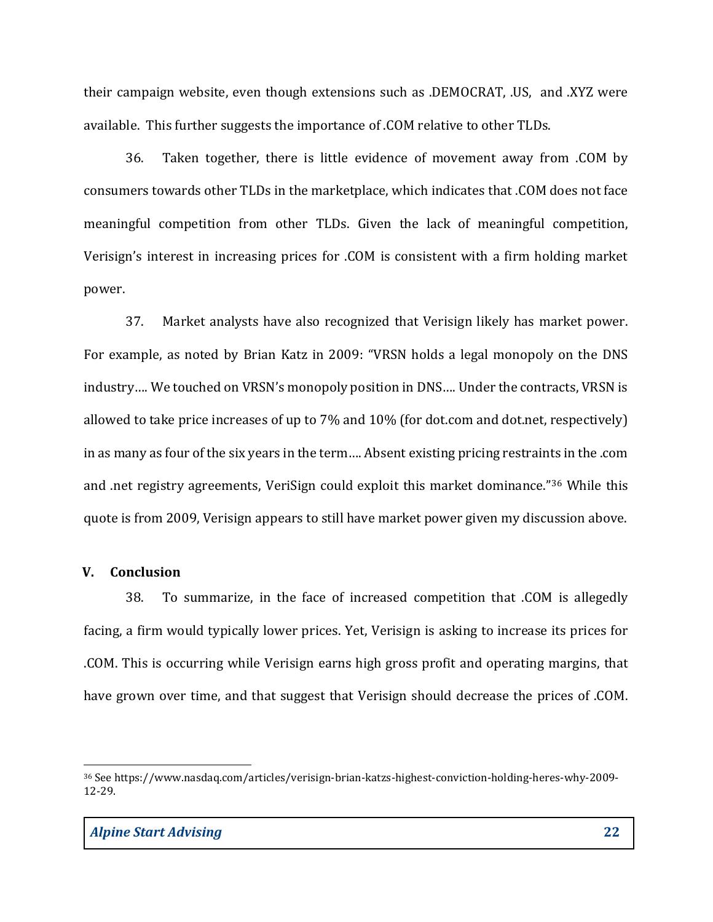their campaign website, even though extensions such as .DEMOCRAT, .US, and .XYZ were available. This further suggests the importance of .COM relative to other TLDs.

36. Taken together, there is little evidence of movement away from .COM by consumers towards other TLDs in the marketplace, which indicates that .COM does not face meaningful competition from other TLDs. Given the lack of meaningful competition, Verisign's interest in increasing prices for .COM is consistent with a firm holding market power.

37. Market analysts have also recognized that Verisign likely has market power. For example, as noted by Brian Katz in 2009: "VRSN holds a legal monopoly on the DNS industry…. We touched on VRSN's monopoly position in DNS…. Under the contracts, VRSN is allowed to take price increases of up to 7% and 10% (for dot.com and dot.net, respectively) in as many as four of the six years in the term…. Absent existing pricing restraints in the .com and .net registry agreements, VeriSign could exploit this market dominance."[36] While this quote is from 2009, Verisign appears to still have market power given my discussion above.

## V. Conclusion

38. To summarize, in the face of increased competition that .COM is allegedly facing, a firm would typically lower prices. Yet, Verisign is asking to increase its prices for .COM. This is occurring while Verisign earns high gross profit and operating margins, that have grown over time, and that suggest that Verisign should decrease the prices of .COM.

---

[36] See https://www.nasdaq.com/articles/verisign-brian-katzs-highest-conviction-holding-heres-why-2009-12-29.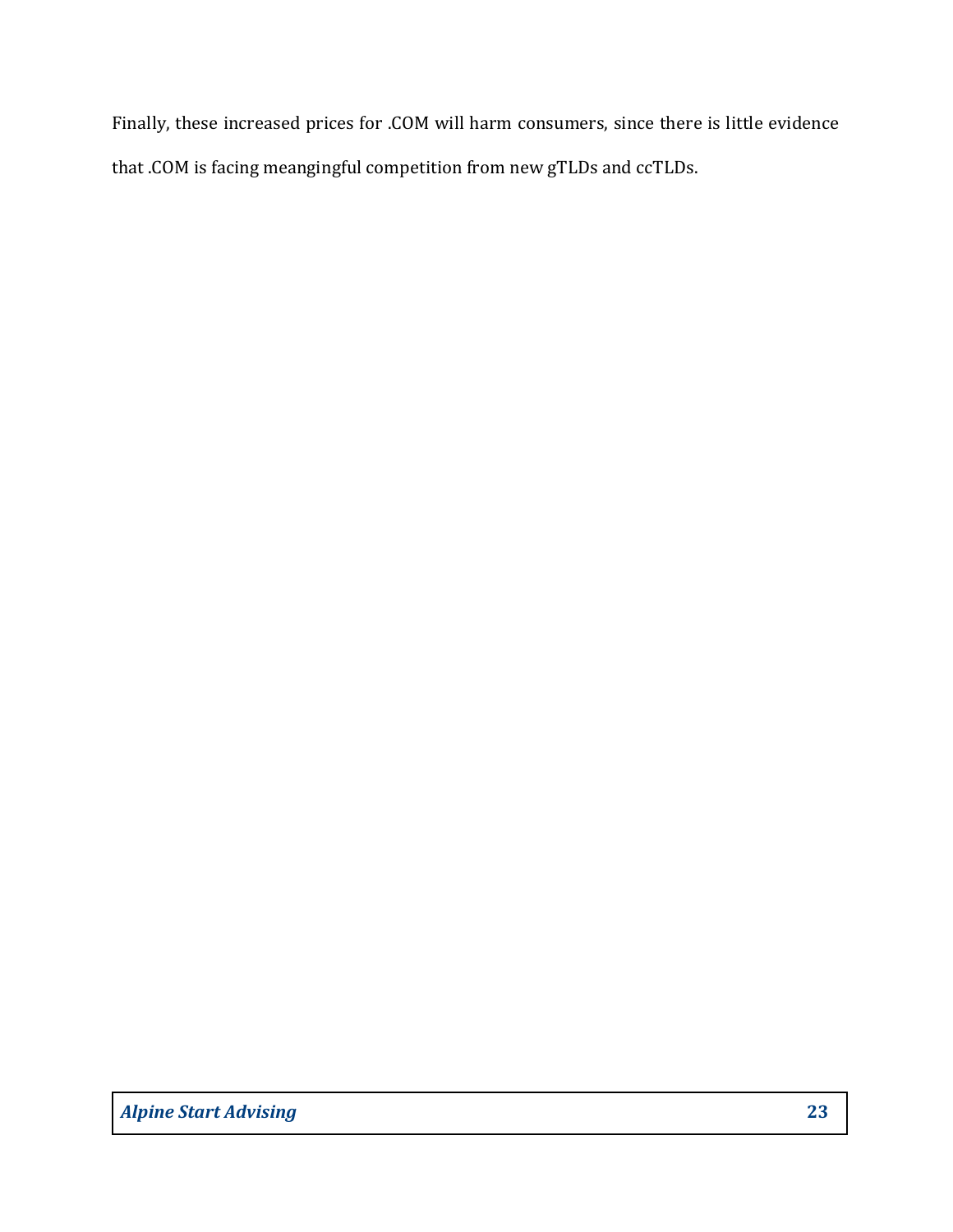Finally, these increased prices for .COM will harm consumers, since there is little evidence that .COM is facing meangingful competition from new gTLDs and ccTLDs.